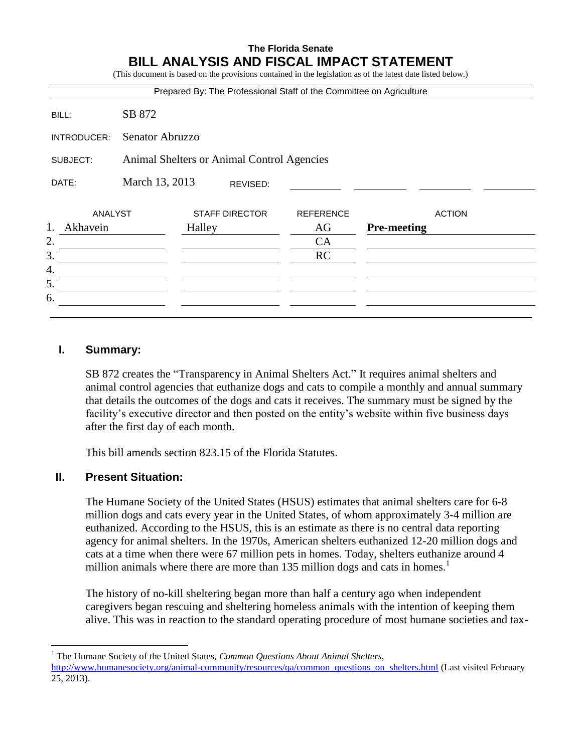**The Florida Senate**

# BILL ANALYSIS AND FISCAL IMPACT STATEMENT

(This document is based on the provisions contained in the legislation as of the latest date listed below.)

Prepared By: The Professional Staff of the Committee on Agriculture

| | |
|---|---|
| BILL: | SB 872 |
| INTRODUCER: | Senator Abruzzo |
| SUBJECT: | Animal Shelters or Animal Control Agencies |
| DATE: | March 13, 2013 REVISED: |

| | ANALYST | STAFF DIRECTOR | REFERENCE | ACTION |
|---|---|---|---|---|
| 1. | Akhavein | Halley | AG | **Pre-meeting** |
| 2. | | | CA | |
| 3. | | | RC | |
| 4. | | | | |
| 5. | | | | |
| 6. | | | | |

## I. Summary:

SB 872 creates the "Transparency in Animal Shelters Act." It requires animal shelters and animal control agencies that euthanize dogs and cats to compile a monthly and annual summary that details the outcomes of the dogs and cats it receives. The summary must be signed by the facility's executive director and then posted on the entity's website within five business days after the first day of each month.

This bill amends section 823.15 of the Florida Statutes.

## II. Present Situation:

The Humane Society of the United States (HSUS) estimates that animal shelters care for 6-8 million dogs and cats every year in the United States, of whom approximately 3-4 million are euthanized. According to the HSUS, this is an estimate as there is no central data reporting agency for animal shelters. In the 1970s, American shelters euthanized 12-20 million dogs and cats at a time when there were 67 million pets in homes. Today, shelters euthanize around 4 million animals where there are more than 135 million dogs and cats in homes.[1]

The history of no-kill sheltering began more than half a century ago when independent caregivers began rescuing and sheltering homeless animals with the intention of keeping them alive. This was in reaction to the standard operating procedure of most humane societies and tax-

---

[1] The Humane Society of the United States, *Common Questions About Animal Shelters*, http://www.humanesociety.org/animal-community/resources/qa/common_questions_on_shelters.html (Last visited February 25, 2013).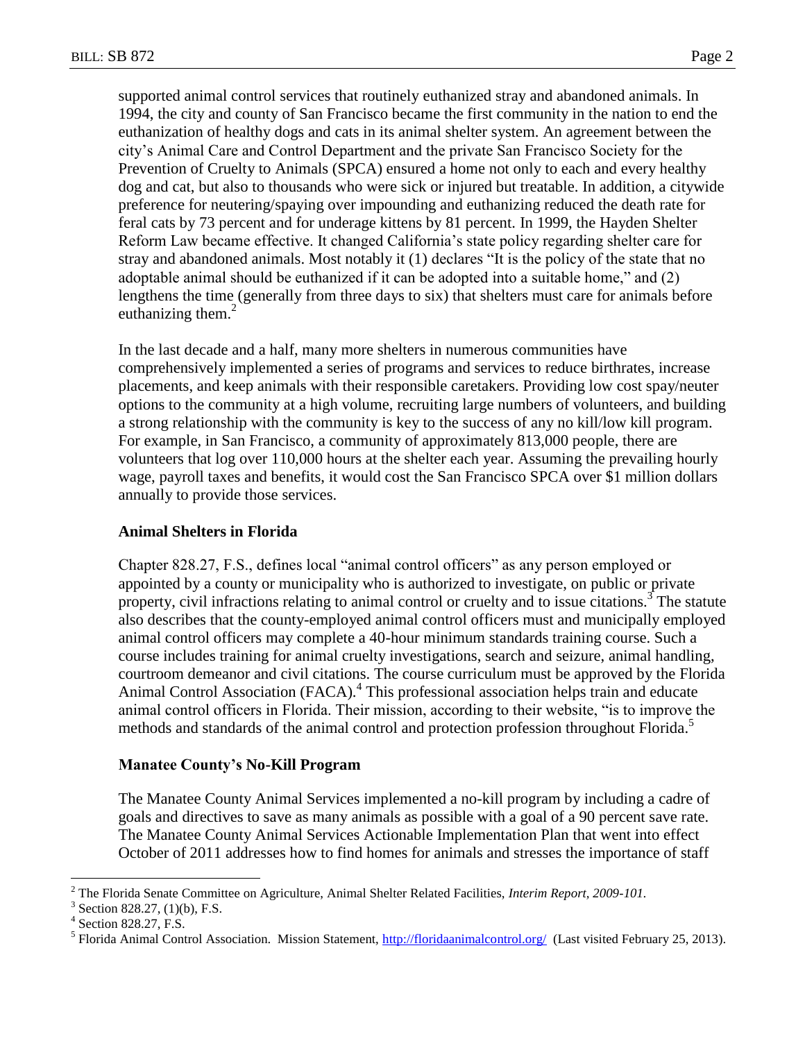supported animal control services that routinely euthanized stray and abandoned animals. In 1994, the city and county of San Francisco became the first community in the nation to end the euthanization of healthy dogs and cats in its animal shelter system. An agreement between the city's Animal Care and Control Department and the private San Francisco Society for the Prevention of Cruelty to Animals (SPCA) ensured a home not only to each and every healthy dog and cat, but also to thousands who were sick or injured but treatable. In addition, a citywide preference for neutering/spaying over impounding and euthanizing reduced the death rate for feral cats by 73 percent and for underage kittens by 81 percent. In 1999, the Hayden Shelter Reform Law became effective. It changed California's state policy regarding shelter care for stray and abandoned animals. Most notably it (1) declares "It is the policy of the state that no adoptable animal should be euthanized if it can be adopted into a suitable home," and (2) lengthens the time (generally from three days to six) that shelters must care for animals before euthanizing them.[2]

In the last decade and a half, many more shelters in numerous communities have comprehensively implemented a series of programs and services to reduce birthrates, increase placements, and keep animals with their responsible caretakers. Providing low cost spay/neuter options to the community at a high volume, recruiting large numbers of volunteers, and building a strong relationship with the community is key to the success of any no kill/low kill program. For example, in San Francisco, a community of approximately 813,000 people, there are volunteers that log over 110,000 hours at the shelter each year. Assuming the prevailing hourly wage, payroll taxes and benefits, it would cost the San Francisco SPCA over $1 million dollars annually to provide those services.

**Animal Shelters in Florida**

Chapter 828.27, F.S., defines local "animal control officers" as any person employed or appointed by a county or municipality who is authorized to investigate, on public or private property, civil infractions relating to animal control or cruelty and to issue citations.[3] The statute also describes that the county-employed animal control officers must and municipally employed animal control officers may complete a 40-hour minimum standards training course. Such a course includes training for animal cruelty investigations, search and seizure, animal handling, courtroom demeanor and civil citations. The course curriculum must be approved by the Florida Animal Control Association (FACA).[4] This professional association helps train and educate animal control officers in Florida. Their mission, according to their website, "is to improve the methods and standards of the animal control and protection profession throughout Florida.[5]

**Manatee County's No-Kill Program**

The Manatee County Animal Services implemented a no-kill program by including a cadre of goals and directives to save as many animals as possible with a goal of a 90 percent save rate. The Manatee County Animal Services Actionable Implementation Plan that went into effect October of 2011 addresses how to find homes for animals and stresses the importance of staff

---

[2] The Florida Senate Committee on Agriculture, Animal Shelter Related Facilities, *Interim Report, 2009-101.*

[3] Section 828.27, (1)(b), F.S.

[4] Section 828.27, F.S.

[5] Florida Animal Control Association. Mission Statement, http://floridaanimalcontrol.org/ (Last visited February 25, 2013).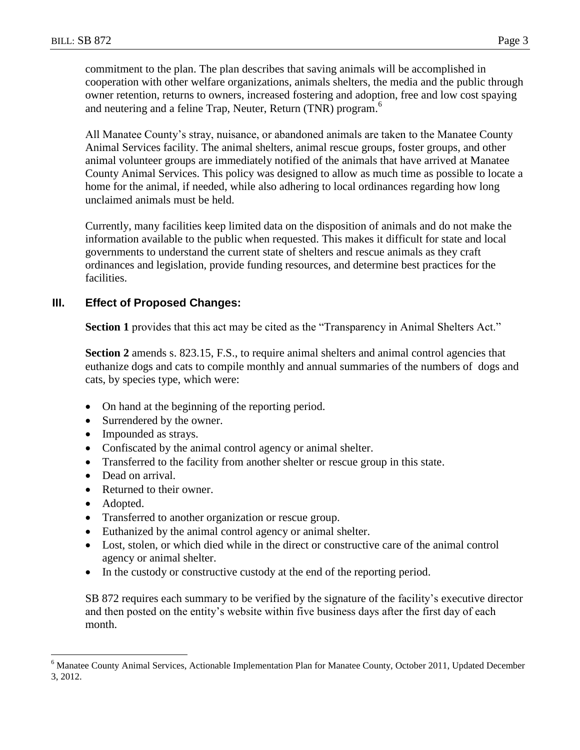commitment to the plan. The plan describes that saving animals will be accomplished in cooperation with other welfare organizations, animals shelters, the media and the public through owner retention, returns to owners, increased fostering and adoption, free and low cost spaying and neutering and a feline Trap, Neuter, Return (TNR) program.[6]

All Manatee County's stray, nuisance, or abandoned animals are taken to the Manatee County Animal Services facility. The animal shelters, animal rescue groups, foster groups, and other animal volunteer groups are immediately notified of the animals that have arrived at Manatee County Animal Services. This policy was designed to allow as much time as possible to locate a home for the animal, if needed, while also adhering to local ordinances regarding how long unclaimed animals must be held.

Currently, many facilities keep limited data on the disposition of animals and do not make the information available to the public when requested. This makes it difficult for state and local governments to understand the current state of shelters and rescue animals as they craft ordinances and legislation, provide funding resources, and determine best practices for the facilities.

## III. Effect of Proposed Changes:

**Section 1** provides that this act may be cited as the "Transparency in Animal Shelters Act."

**Section 2** amends s. 823.15, F.S., to require animal shelters and animal control agencies that euthanize dogs and cats to compile monthly and annual summaries of the numbers of dogs and cats, by species type, which were:

- On hand at the beginning of the reporting period.
- Surrendered by the owner.
- Impounded as strays.
- Confiscated by the animal control agency or animal shelter.
- Transferred to the facility from another shelter or rescue group in this state.
- Dead on arrival.
- Returned to their owner.
- Adopted.
- Transferred to another organization or rescue group.
- Euthanized by the animal control agency or animal shelter.
- Lost, stolen, or which died while in the direct or constructive care of the animal control agency or animal shelter.
- In the custody or constructive custody at the end of the reporting period.

SB 872 requires each summary to be verified by the signature of the facility's executive director and then posted on the entity's website within five business days after the first day of each month.

[6] Manatee County Animal Services, Actionable Implementation Plan for Manatee County, October 2011, Updated December 3, 2012.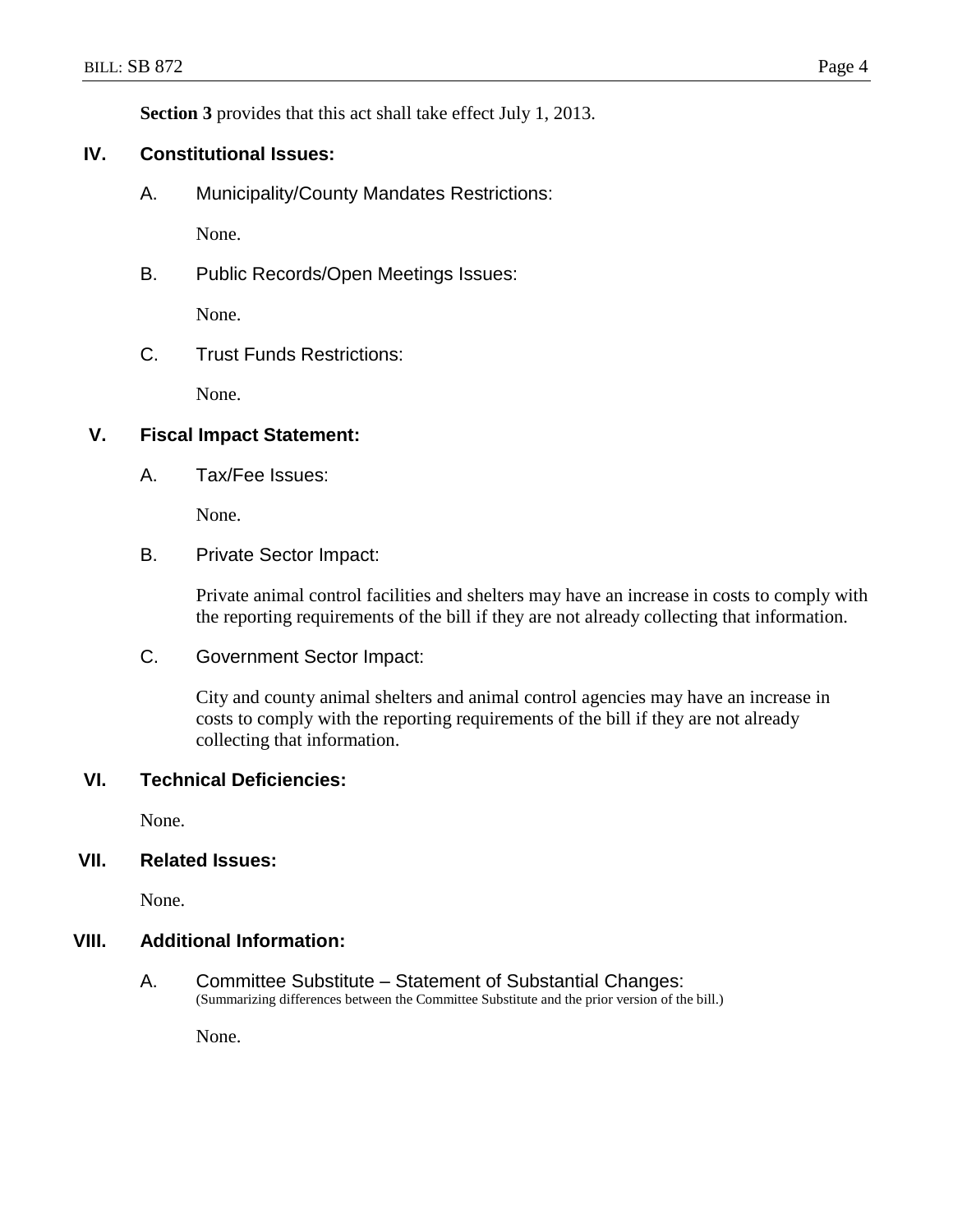**Section 3** provides that this act shall take effect July 1, 2013.

## IV. Constitutional Issues:

### A. Municipality/County Mandates Restrictions:

None.

### B. Public Records/Open Meetings Issues:

None.

### C. Trust Funds Restrictions:

None.

## V. Fiscal Impact Statement:

### A. Tax/Fee Issues:

None.

### B. Private Sector Impact:

Private animal control facilities and shelters may have an increase in costs to comply with the reporting requirements of the bill if they are not already collecting that information.

### C. Government Sector Impact:

City and county animal shelters and animal control agencies may have an increase in costs to comply with the reporting requirements of the bill if they are not already collecting that information.

## VI. Technical Deficiencies:

None.

## VII. Related Issues:

None.

## VIII. Additional Information:

### A. Committee Substitute – Statement of Substantial Changes:

(Summarizing differences between the Committee Substitute and the prior version of the bill.)

None.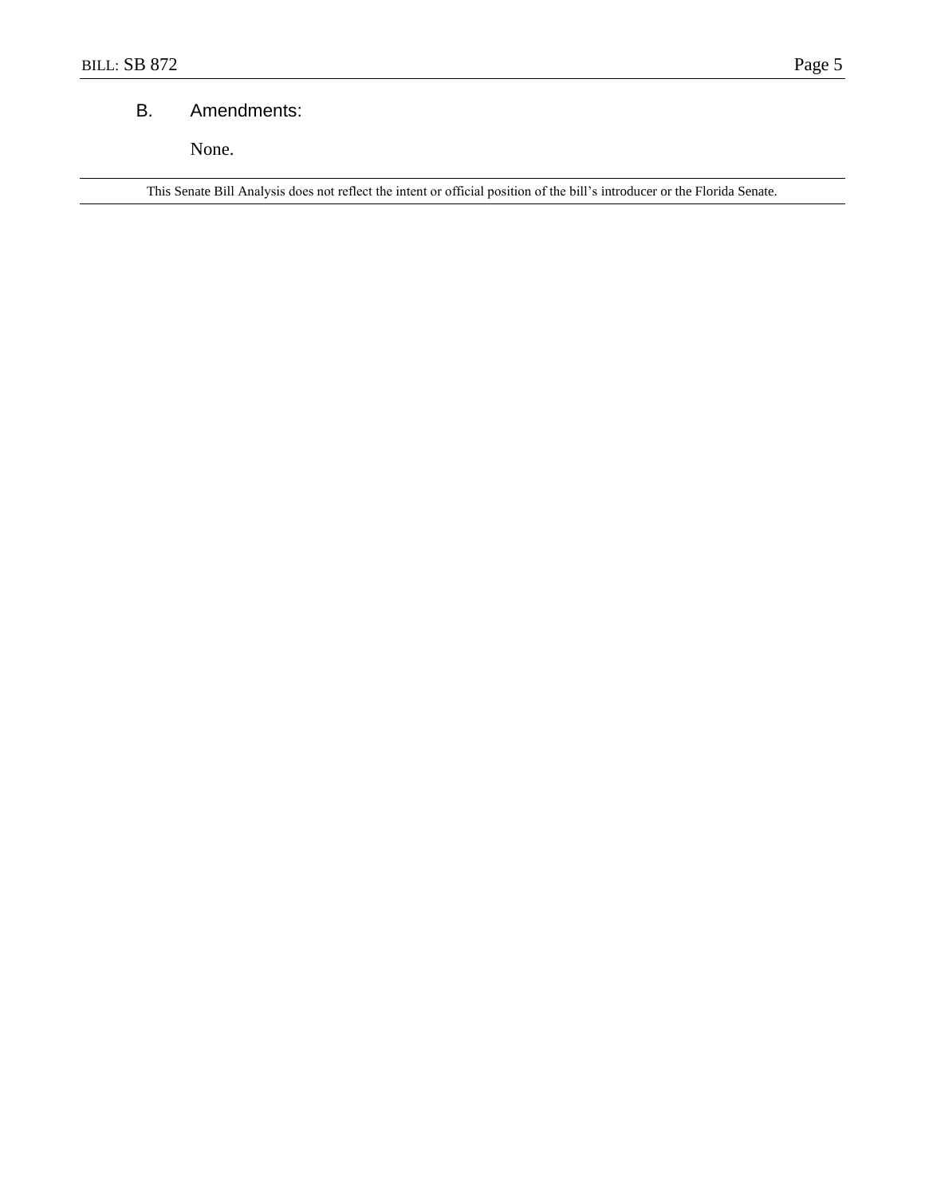## B. Amendments:

None.

---

This Senate Bill Analysis does not reflect the intent or official position of the bill's introducer or the Florida Senate.

---